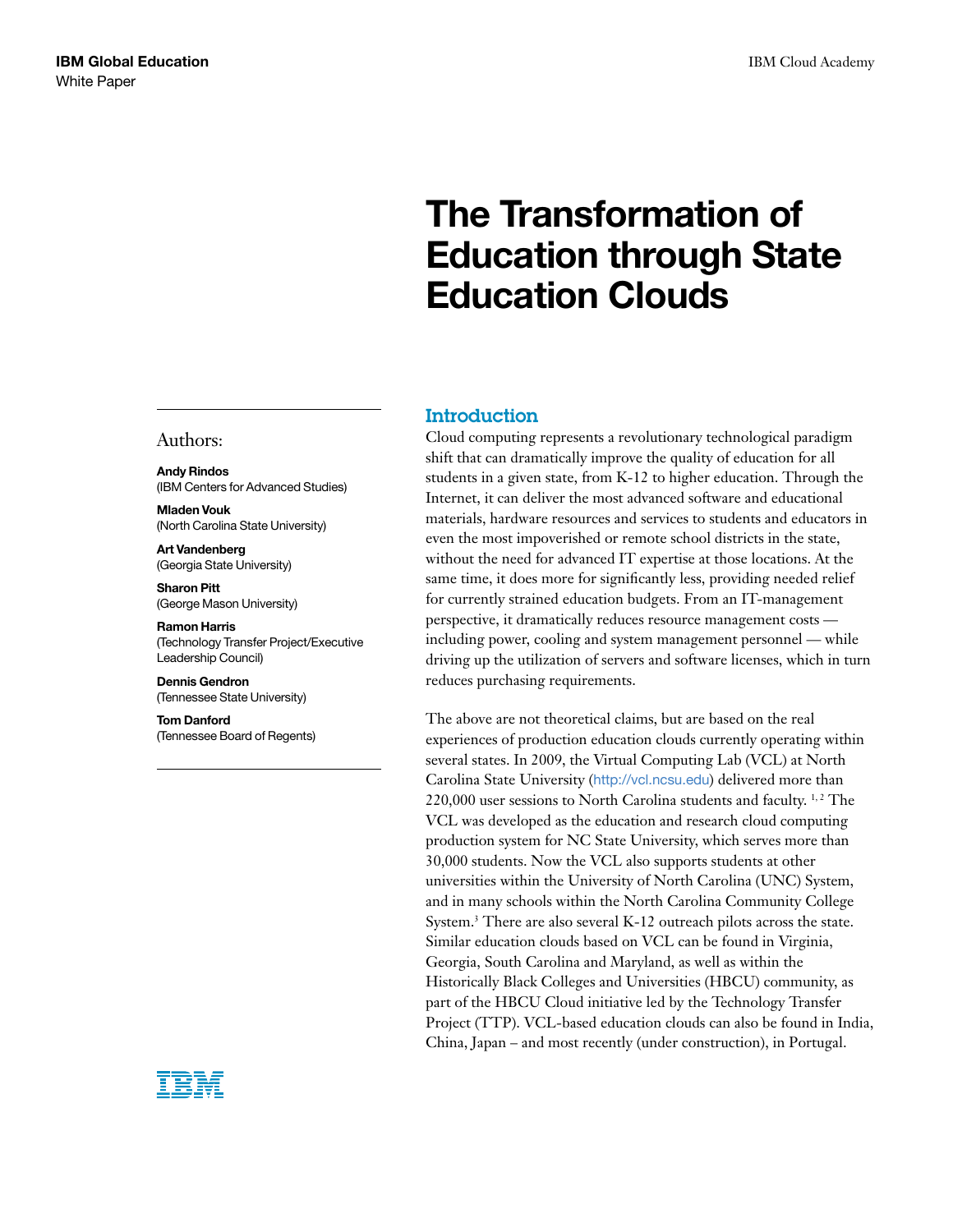**IBM Global Education**
White Paper

IBM Cloud Academy

# The Transformation of Education through State Education Clouds

Authors:

**Andy Rindos**
(IBM Centers for Advanced Studies)

**Mladen Vouk**
(North Carolina State University)

**Art Vandenberg**
(Georgia State University)

**Sharon Pitt**
(George Mason University)

**Ramon Harris**
(Technology Transfer Project/Executive Leadership Council)

**Dennis Gendron**
(Tennessee State University)

**Tom Danford**
(Tennessee Board of Regents)

## Introduction

Cloud computing represents a revolutionary technological paradigm shift that can dramatically improve the quality of education for all students in a given state, from K-12 to higher education. Through the Internet, it can deliver the most advanced software and educational materials, hardware resources and services to students and educators in even the most impoverished or remote school districts in the state, without the need for advanced IT expertise at those locations. At the same time, it does more for significantly less, providing needed relief for currently strained education budgets. From an IT-management perspective, it dramatically reduces resource management costs — including power, cooling and system management personnel — while driving up the utilization of servers and software licenses, which in turn reduces purchasing requirements.

The above are not theoretical claims, but are based on the real experiences of production education clouds currently operating within several states. In 2009, the Virtual Computing Lab (VCL) at North Carolina State University (http://vcl.ncsu.edu) delivered more than 220,000 user sessions to North Carolina students and faculty. [1, 2] The VCL was developed as the education and research cloud computing production system for NC State University, which serves more than 30,000 students. Now the VCL also supports students at other universities within the University of North Carolina (UNC) System, and in many schools within the North Carolina Community College System.[3] There are also several K-12 outreach pilots across the state. Similar education clouds based on VCL can be found in Virginia, Georgia, South Carolina and Maryland, as well as within the Historically Black Colleges and Universities (HBCU) community, as part of the HBCU Cloud initiative led by the Technology Transfer Project (TTP). VCL-based education clouds can also be found in India, China, Japan – and most recently (under construction), in Portugal.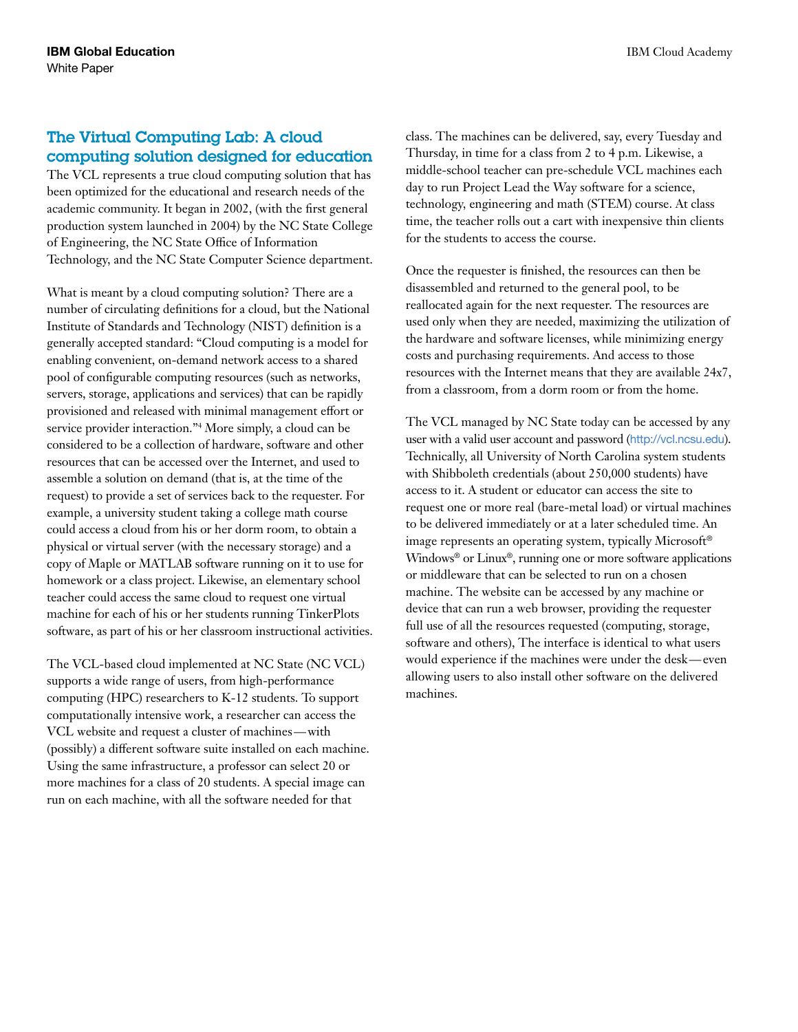## The Virtual Computing Lab: A cloud computing solution designed for education

The VCL represents a true cloud computing solution that has been optimized for the educational and research needs of the academic community. It began in 2002, (with the first general production system launched in 2004) by the NC State College of Engineering, the NC State Office of Information Technology, and the NC State Computer Science department.

What is meant by a cloud computing solution? There are a number of circulating definitions for a cloud, but the National Institute of Standards and Technology (NIST) definition is a generally accepted standard: "Cloud computing is a model for enabling convenient, on-demand network access to a shared pool of configurable computing resources (such as networks, servers, storage, applications and services) that can be rapidly provisioned and released with minimal management effort or service provider interaction."[4] More simply, a cloud can be considered to be a collection of hardware, software and other resources that can be accessed over the Internet, and used to assemble a solution on demand (that is, at the time of the request) to provide a set of services back to the requester. For example, a university student taking a college math course could access a cloud from his or her dorm room, to obtain a physical or virtual server (with the necessary storage) and a copy of Maple or MATLAB software running on it to use for homework or a class project. Likewise, an elementary school teacher could access the same cloud to request one virtual machine for each of his or her students running TinkerPlots software, as part of his or her classroom instructional activities.

The VCL-based cloud implemented at NC State (NC VCL) supports a wide range of users, from high-performance computing (HPC) researchers to K-12 students. To support computationally intensive work, a researcher can access the VCL website and request a cluster of machines—with (possibly) a different software suite installed on each machine. Using the same infrastructure, a professor can select 20 or more machines for a class of 20 students. A special image can run on each machine, with all the software needed for that class. The machines can be delivered, say, every Tuesday and Thursday, in time for a class from 2 to 4 p.m. Likewise, a middle-school teacher can pre-schedule VCL machines each day to run Project Lead the Way software for a science, technology, engineering and math (STEM) course. At class time, the teacher rolls out a cart with inexpensive thin clients for the students to access the course.

Once the requester is finished, the resources can then be disassembled and returned to the general pool, to be reallocated again for the next requester. The resources are used only when they are needed, maximizing the utilization of the hardware and software licenses, while minimizing energy costs and purchasing requirements. And access to those resources with the Internet means that they are available 24x7, from a classroom, from a dorm room or from the home.

The VCL managed by NC State today can be accessed by any user with a valid user account and password (http://vcl.ncsu.edu). Technically, all University of North Carolina system students with Shibboleth credentials (about 250,000 students) have access to it. A student or educator can access the site to request one or more real (bare-metal load) or virtual machines to be delivered immediately or at a later scheduled time. An image represents an operating system, typically Microsoft® Windows® or Linux®, running one or more software applications or middleware that can be selected to run on a chosen machine. The website can be accessed by any machine or device that can run a web browser, providing the requester full use of all the resources requested (computing, storage, software and others), The interface is identical to what users would experience if the machines were under the desk—even allowing users to also install other software on the delivered machines.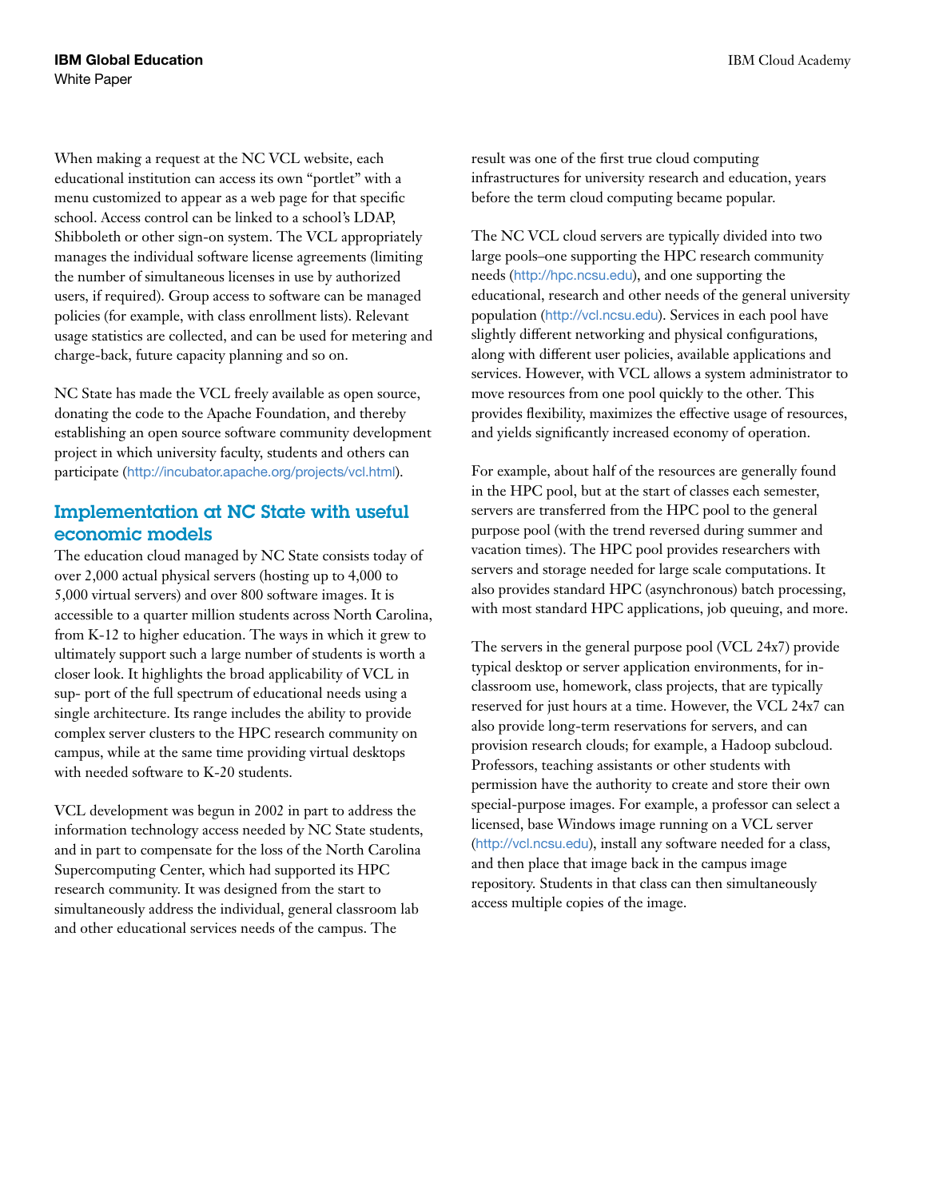When making a request at the NC VCL website, each educational institution can access its own "portlet" with a menu customized to appear as a web page for that specific school. Access control can be linked to a school's LDAP, Shibboleth or other sign-on system. The VCL appropriately manages the individual software license agreements (limiting the number of simultaneous licenses in use by authorized users, if required). Group access to software can be managed policies (for example, with class enrollment lists). Relevant usage statistics are collected, and can be used for metering and charge-back, future capacity planning and so on.

NC State has made the VCL freely available as open source, donating the code to the Apache Foundation, and thereby establishing an open source software community development project in which university faculty, students and others can participate (http://incubator.apache.org/projects/vcl.html).

## Implementation at NC State with useful economic models

The education cloud managed by NC State consists today of over 2,000 actual physical servers (hosting up to 4,000 to 5,000 virtual servers) and over 800 software images. It is accessible to a quarter million students across North Carolina, from K-12 to higher education. The ways in which it grew to ultimately support such a large number of students is worth a closer look. It highlights the broad applicability of VCL in sup- port of the full spectrum of educational needs using a single architecture. Its range includes the ability to provide complex server clusters to the HPC research community on campus, while at the same time providing virtual desktops with needed software to K-20 students.

VCL development was begun in 2002 in part to address the information technology access needed by NC State students, and in part to compensate for the loss of the North Carolina Supercomputing Center, which had supported its HPC research community. It was designed from the start to simultaneously address the individual, general classroom lab and other educational services needs of the campus. The result was one of the first true cloud computing infrastructures for university research and education, years before the term cloud computing became popular.

The NC VCL cloud servers are typically divided into two large pools–one supporting the HPC research community needs (http://hpc.ncsu.edu), and one supporting the educational, research and other needs of the general university population (http://vcl.ncsu.edu). Services in each pool have slightly different networking and physical configurations, along with different user policies, available applications and services. However, with VCL allows a system administrator to move resources from one pool quickly to the other. This provides flexibility, maximizes the effective usage of resources, and yields significantly increased economy of operation.

For example, about half of the resources are generally found in the HPC pool, but at the start of classes each semester, servers are transferred from the HPC pool to the general purpose pool (with the trend reversed during summer and vacation times). The HPC pool provides researchers with servers and storage needed for large scale computations. It also provides standard HPC (asynchronous) batch processing, with most standard HPC applications, job queuing, and more.

The servers in the general purpose pool (VCL 24x7) provide typical desktop or server application environments, for in-classroom use, homework, class projects, that are typically reserved for just hours at a time. However, the VCL 24x7 can also provide long-term reservations for servers, and can provision research clouds; for example, a Hadoop subcloud. Professors, teaching assistants or other students with permission have the authority to create and store their own special-purpose images. For example, a professor can select a licensed, base Windows image running on a VCL server (http://vcl.ncsu.edu), install any software needed for a class, and then place that image back in the campus image repository. Students in that class can then simultaneously access multiple copies of the image.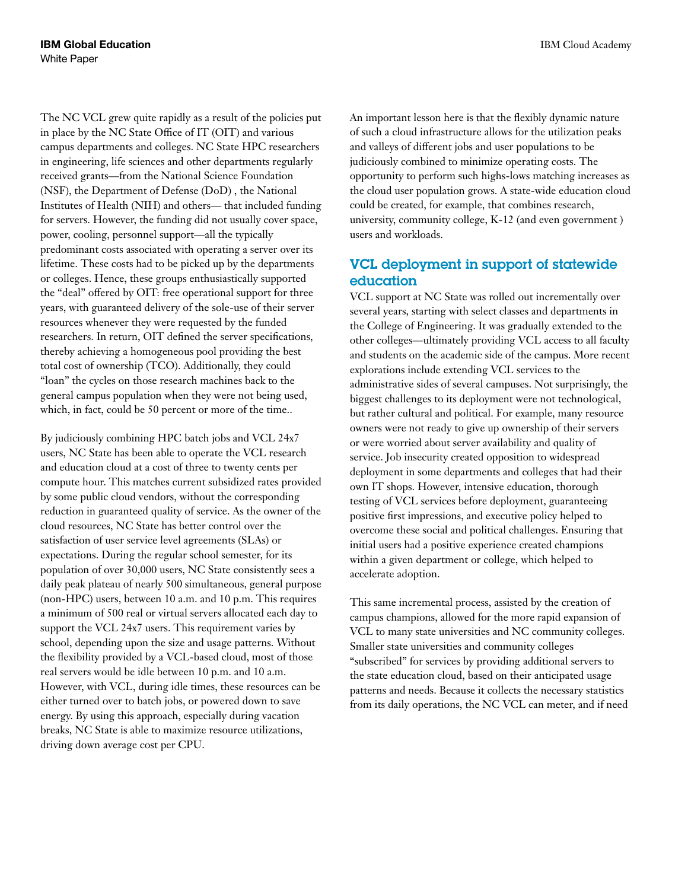The NC VCL grew quite rapidly as a result of the policies put in place by the NC State Office of IT (OIT) and various campus departments and colleges. NC State HPC researchers in engineering, life sciences and other departments regularly received grants—from the National Science Foundation (NSF), the Department of Defense (DoD) , the National Institutes of Health (NIH) and others— that included funding for servers. However, the funding did not usually cover space, power, cooling, personnel support—all the typically predominant costs associated with operating a server over its lifetime. These costs had to be picked up by the departments or colleges. Hence, these groups enthusiastically supported the "deal" offered by OIT: free operational support for three years, with guaranteed delivery of the sole-use of their server resources whenever they were requested by the funded researchers. In return, OIT defined the server specifications, thereby achieving a homogeneous pool providing the best total cost of ownership (TCO). Additionally, they could "loan" the cycles on those research machines back to the general campus population when they were not being used, which, in fact, could be 50 percent or more of the time..

By judiciously combining HPC batch jobs and VCL 24x7 users, NC State has been able to operate the VCL research and education cloud at a cost of three to twenty cents per compute hour. This matches current subsidized rates provided by some public cloud vendors, without the corresponding reduction in guaranteed quality of service. As the owner of the cloud resources, NC State has better control over the satisfaction of user service level agreements (SLAs) or expectations. During the regular school semester, for its population of over 30,000 users, NC State consistently sees a daily peak plateau of nearly 500 simultaneous, general purpose (non-HPC) users, between 10 a.m. and 10 p.m. This requires a minimum of 500 real or virtual servers allocated each day to support the VCL 24x7 users. This requirement varies by school, depending upon the size and usage patterns. Without the flexibility provided by a VCL-based cloud, most of those real servers would be idle between 10 p.m. and 10 a.m. However, with VCL, during idle times, these resources can be either turned over to batch jobs, or powered down to save energy. By using this approach, especially during vacation breaks, NC State is able to maximize resource utilizations, driving down average cost per CPU.

An important lesson here is that the flexibly dynamic nature of such a cloud infrastructure allows for the utilization peaks and valleys of different jobs and user populations to be judiciously combined to minimize operating costs. The opportunity to perform such highs-lows matching increases as the cloud user population grows. A state-wide education cloud could be created, for example, that combines research, university, community college, K-12 (and even government ) users and workloads.

## VCL deployment in support of statewide education

VCL support at NC State was rolled out incrementally over several years, starting with select classes and departments in the College of Engineering. It was gradually extended to the other colleges—ultimately providing VCL access to all faculty and students on the academic side of the campus. More recent explorations include extending VCL services to the administrative sides of several campuses. Not surprisingly, the biggest challenges to its deployment were not technological, but rather cultural and political. For example, many resource owners were not ready to give up ownership of their servers or were worried about server availability and quality of service. Job insecurity created opposition to widespread deployment in some departments and colleges that had their own IT shops. However, intensive education, thorough testing of VCL services before deployment, guaranteeing positive first impressions, and executive policy helped to overcome these social and political challenges. Ensuring that initial users had a positive experience created champions within a given department or college, which helped to accelerate adoption.

This same incremental process, assisted by the creation of campus champions, allowed for the more rapid expansion of VCL to many state universities and NC community colleges. Smaller state universities and community colleges "subscribed" for services by providing additional servers to the state education cloud, based on their anticipated usage patterns and needs. Because it collects the necessary statistics from its daily operations, the NC VCL can meter, and if need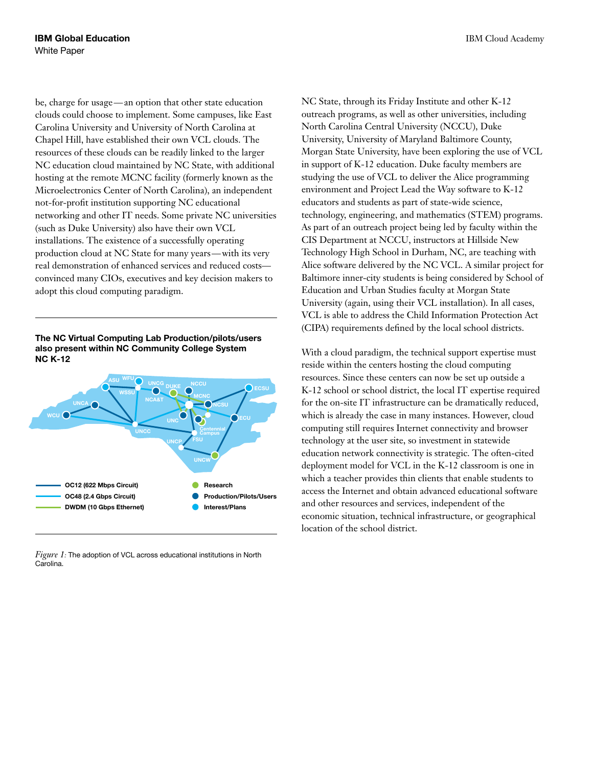be, charge for usage—an option that other state education clouds could choose to implement. Some campuses, like East Carolina University and University of North Carolina at Chapel Hill, have established their own VCL clouds. The resources of these clouds can be readily linked to the larger NC education cloud maintained by NC State, with additional hosting at the remote MCNC facility (formerly known as the Microelectronics Center of North Carolina), an independent not-for-profit institution supporting NC educational networking and other IT needs. Some private NC universities (such as Duke University) also have their own VCL installations. The existence of a successfully operating production cloud at NC State for many years—with its very real demonstration of enhanced services and reduced costs—convinced many CIOs, executives and key decision makers to adopt this cloud computing paradigm.

**The NC Virtual Computing Lab Production/pilots/users also present within NC Community College System NC K-12**

ASU
WFU
UNCG
DUKE
NCCU
ECSU
WSSU
NCA&T
MCNC
UNCA
NCSU
WCU
UNC
ECU
UNCC
Centennial Campus
FSU
UNCP
UNCW

OC12 (622 Mbps Circuit)
OC48 (2.4 Gbps Circuit)
DWDM (10 Gbps Ethernet)
Research
Production/Pilots/Users
Interest/Plans

*Figure 1:* The adoption of VCL across educational institutions in North Carolina.

NC State, through its Friday Institute and other K-12 outreach programs, as well as other universities, including North Carolina Central University (NCCU), Duke University, University of Maryland Baltimore County, Morgan State University, have been exploring the use of VCL in support of K-12 education. Duke faculty members are studying the use of VCL to deliver the Alice programming environment and Project Lead the Way software to K-12 educators and students as part of state-wide science, technology, engineering, and mathematics (STEM) programs. As part of an outreach project being led by faculty within the CIS Department at NCCU, instructors at Hillside New Technology High School in Durham, NC, are teaching with Alice software delivered by the NC VCL. A similar project for Baltimore inner-city students is being considered by School of Education and Urban Studies faculty at Morgan State University (again, using their VCL installation). In all cases, VCL is able to address the Child Information Protection Act (CIPA) requirements defined by the local school districts.

With a cloud paradigm, the technical support expertise must reside within the centers hosting the cloud computing resources. Since these centers can now be set up outside a K-12 school or school district, the local IT expertise required for the on-site IT infrastructure can be dramatically reduced, which is already the case in many instances. However, cloud computing still requires Internet connectivity and browser technology at the user site, so investment in statewide education network connectivity is strategic. The often-cited deployment model for VCL in the K-12 classroom is one in which a teacher provides thin clients that enable students to access the Internet and obtain advanced educational software and other resources and services, independent of the economic situation, technical infrastructure, or geographical location of the school district.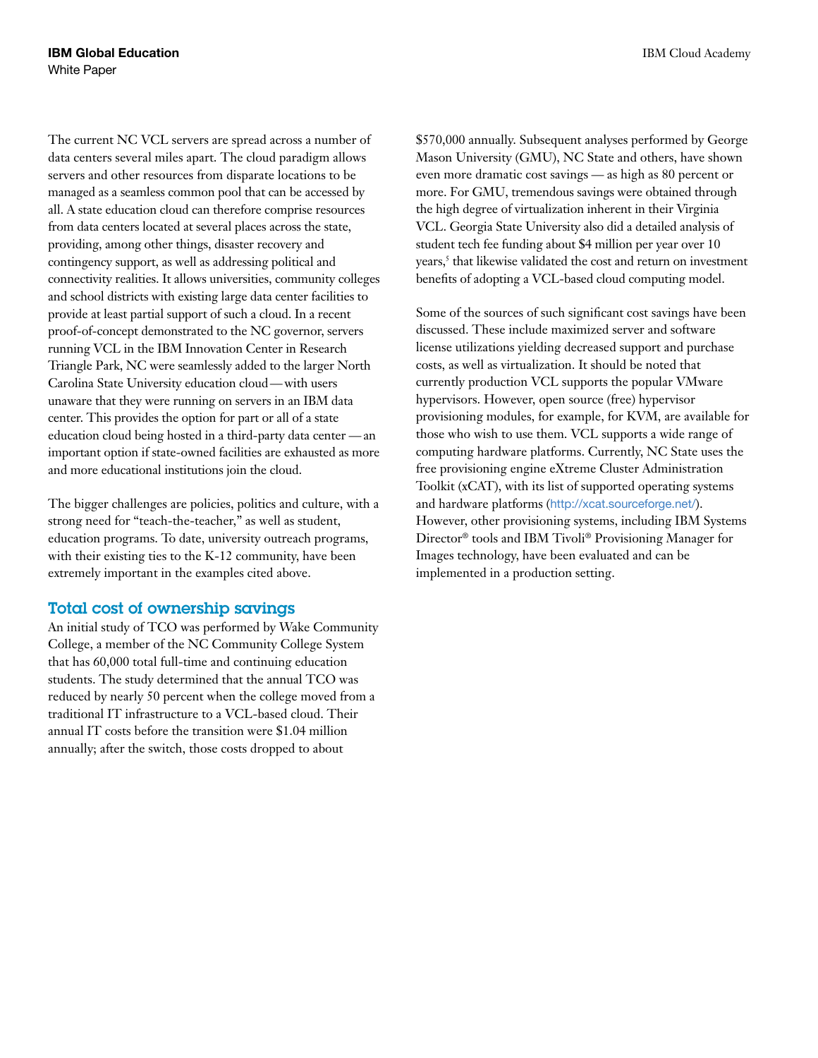The current NC VCL servers are spread across a number of data centers several miles apart. The cloud paradigm allows servers and other resources from disparate locations to be managed as a seamless common pool that can be accessed by all. A state education cloud can therefore comprise resources from data centers located at several places across the state, providing, among other things, disaster recovery and contingency support, as well as addressing political and connectivity realities. It allows universities, community colleges and school districts with existing large data center facilities to provide at least partial support of such a cloud. In a recent proof-of-concept demonstrated to the NC governor, servers running VCL in the IBM Innovation Center in Research Triangle Park, NC were seamlessly added to the larger North Carolina State University education cloud — with users unaware that they were running on servers in an IBM data center. This provides the option for part or all of a state education cloud being hosted in a third-party data center — an important option if state-owned facilities are exhausted as more and more educational institutions join the cloud.

The bigger challenges are policies, politics and culture, with a strong need for "teach-the-teacher," as well as student, education programs. To date, university outreach programs, with their existing ties to the K-12 community, have been extremely important in the examples cited above.

## Total cost of ownership savings

An initial study of TCO was performed by Wake Community College, a member of the NC Community College System that has 60,000 total full-time and continuing education students. The study determined that the annual TCO was reduced by nearly 50 percent when the college moved from a traditional IT infrastructure to a VCL-based cloud. Their annual IT costs before the transition were $1.04 million annually; after the switch, those costs dropped to about $570,000 annually. Subsequent analyses performed by George Mason University (GMU), NC State and others, have shown even more dramatic cost savings — as high as 80 percent or more. For GMU, tremendous savings were obtained through the high degree of virtualization inherent in their Virginia VCL. Georgia State University also did a detailed analysis of student tech fee funding about $4 million per year over 10 years,[5] that likewise validated the cost and return on investment benefits of adopting a VCL-based cloud computing model.

Some of the sources of such significant cost savings have been discussed. These include maximized server and software license utilizations yielding decreased support and purchase costs, as well as virtualization. It should be noted that currently production VCL supports the popular VMware hypervisors. However, open source (free) hypervisor provisioning modules, for example, for KVM, are available for those who wish to use them. VCL supports a wide range of computing hardware platforms. Currently, NC State uses the free provisioning engine eXtreme Cluster Administration Toolkit (xCAT), with its list of supported operating systems and hardware platforms (http://xcat.sourceforge.net/). However, other provisioning systems, including IBM Systems Director® tools and IBM Tivoli® Provisioning Manager for Images technology, have been evaluated and can be implemented in a production setting.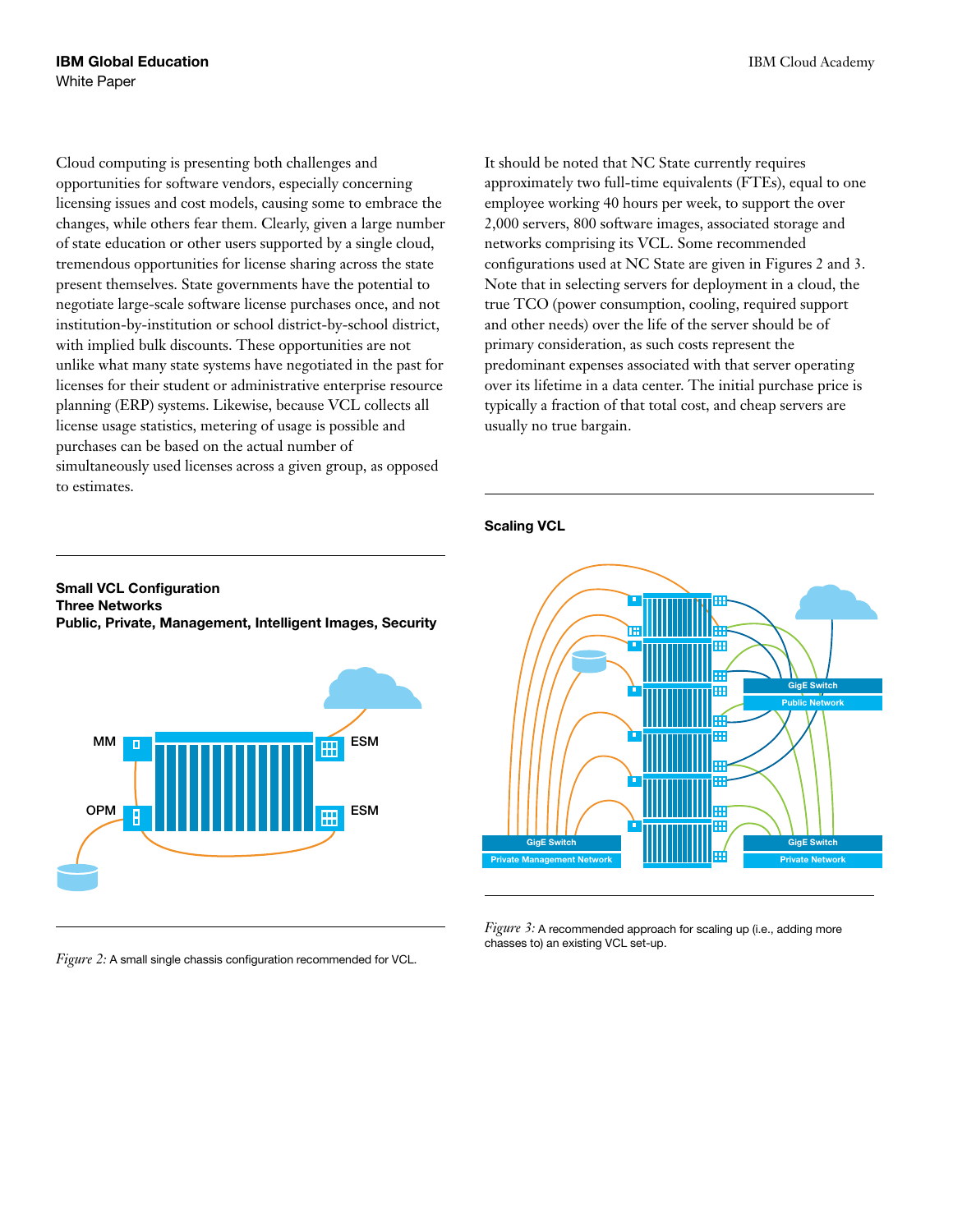Cloud computing is presenting both challenges and opportunities for software vendors, especially concerning licensing issues and cost models, causing some to embrace the changes, while others fear them. Clearly, given a large number of state education or other users supported by a single cloud, tremendous opportunities for license sharing across the state present themselves. State governments have the potential to negotiate large-scale software license purchases once, and not institution-by-institution or school district-by-school district, with implied bulk discounts. These opportunities are not unlike what many state systems have negotiated in the past for licenses for their student or administrative enterprise resource planning (ERP) systems. Likewise, because VCL collects all license usage statistics, metering of usage is possible and purchases can be based on the actual number of simultaneously used licenses across a given group, as opposed to estimates.

It should be noted that NC State currently requires approximately two full-time equivalents (FTEs), equal to one employee working 40 hours per week, to support the over 2,000 servers, 800 software images, associated storage and networks comprising its VCL. Some recommended configurations used at NC State are given in Figures 2 and 3. Note that in selecting servers for deployment in a cloud, the true TCO (power consumption, cooling, required support and other needs) over the life of the server should be of primary consideration, as such costs represent the predominant expenses associated with that server operating over its lifetime in a data center. The initial purchase price is typically a fraction of that total cost, and cheap servers are usually no true bargain.

**Small VCL Configuration**
**Three Networks**
**Public, Private, Management, Intelligent Images, Security**

MM

ESM

OPM

ESM

*Figure 2:* A small single chassis configuration recommended for VCL.

**Scaling VCL**

GigE Switch

Public Network

GigE Switch

Private Management Network

GigE Switch

Private Network

*Figure 3:* A recommended approach for scaling up (i.e., adding more chasses to) an existing VCL set-up.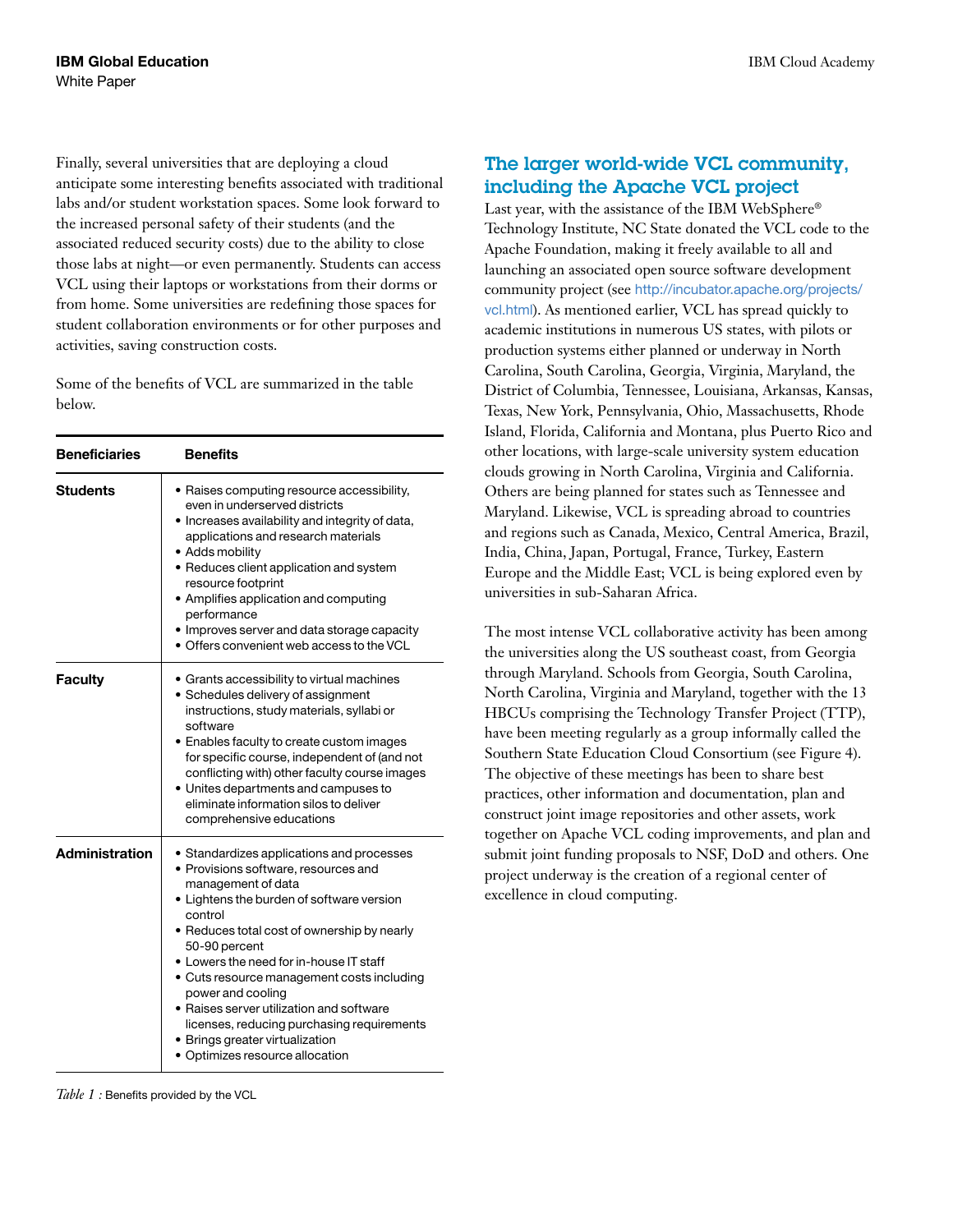Finally, several universities that are deploying a cloud anticipate some interesting benefits associated with traditional labs and/or student workstation spaces. Some look forward to the increased personal safety of their students (and the associated reduced security costs) due to the ability to close those labs at night—or even permanently. Students can access VCL using their laptops or workstations from their dorms or from home. Some universities are redefining those spaces for student collaboration environments or for other purposes and activities, saving construction costs.

Some of the benefits of VCL are summarized in the table below.

| Beneficiaries | Benefits |
|---|---|
| **Students** | • Raises computing resource accessibility, even in underserved districts<br>• Increases availability and integrity of data, applications and research materials<br>• Adds mobility<br>• Reduces client application and system resource footprint<br>• Amplifies application and computing performance<br>• Improves server and data storage capacity<br>• Offers convenient web access to the VCL |
| **Faculty** | • Grants accessibility to virtual machines<br>• Schedules delivery of assignment instructions, study materials, syllabi or software<br>• Enables faculty to create custom images for specific course, independent of (and not conflicting with) other faculty course images<br>• Unites departments and campuses to eliminate information silos to deliver comprehensive educations |
| **Administration** | • Standardizes applications and processes<br>• Provisions software, resources and management of data<br>• Lightens the burden of software version control<br>• Reduces total cost of ownership by nearly 50-90 percent<br>• Lowers the need for in-house IT staff<br>• Cuts resource management costs including power and cooling<br>• Raises server utilization and software licenses, reducing purchasing requirements<br>• Brings greater virtualization<br>• Optimizes resource allocation |

*Table 1 :* Benefits provided by the VCL

## The larger world-wide VCL community, including the Apache VCL project

Last year, with the assistance of the IBM WebSphere® Technology Institute, NC State donated the VCL code to the Apache Foundation, making it freely available to all and launching an associated open source software development community project (see http://incubator.apache.org/projects/vcl.html). As mentioned earlier, VCL has spread quickly to academic institutions in numerous US states, with pilots or production systems either planned or underway in North Carolina, South Carolina, Georgia, Virginia, Maryland, the District of Columbia, Tennessee, Louisiana, Arkansas, Kansas, Texas, New York, Pennsylvania, Ohio, Massachusetts, Rhode Island, Florida, California and Montana, plus Puerto Rico and other locations, with large-scale university system education clouds growing in North Carolina, Virginia and California. Others are being planned for states such as Tennessee and Maryland. Likewise, VCL is spreading abroad to countries and regions such as Canada, Mexico, Central America, Brazil, India, China, Japan, Portugal, France, Turkey, Eastern Europe and the Middle East; VCL is being explored even by universities in sub-Saharan Africa.

The most intense VCL collaborative activity has been among the universities along the US southeast coast, from Georgia through Maryland. Schools from Georgia, South Carolina, North Carolina, Virginia and Maryland, together with the 13 HBCUs comprising the Technology Transfer Project (TTP), have been meeting regularly as a group informally called the Southern State Education Cloud Consortium (see Figure 4). The objective of these meetings has been to share best practices, other information and documentation, plan and construct joint image repositories and other assets, work together on Apache VCL coding improvements, and plan and submit joint funding proposals to NSF, DoD and others. One project underway is the creation of a regional center of excellence in cloud computing.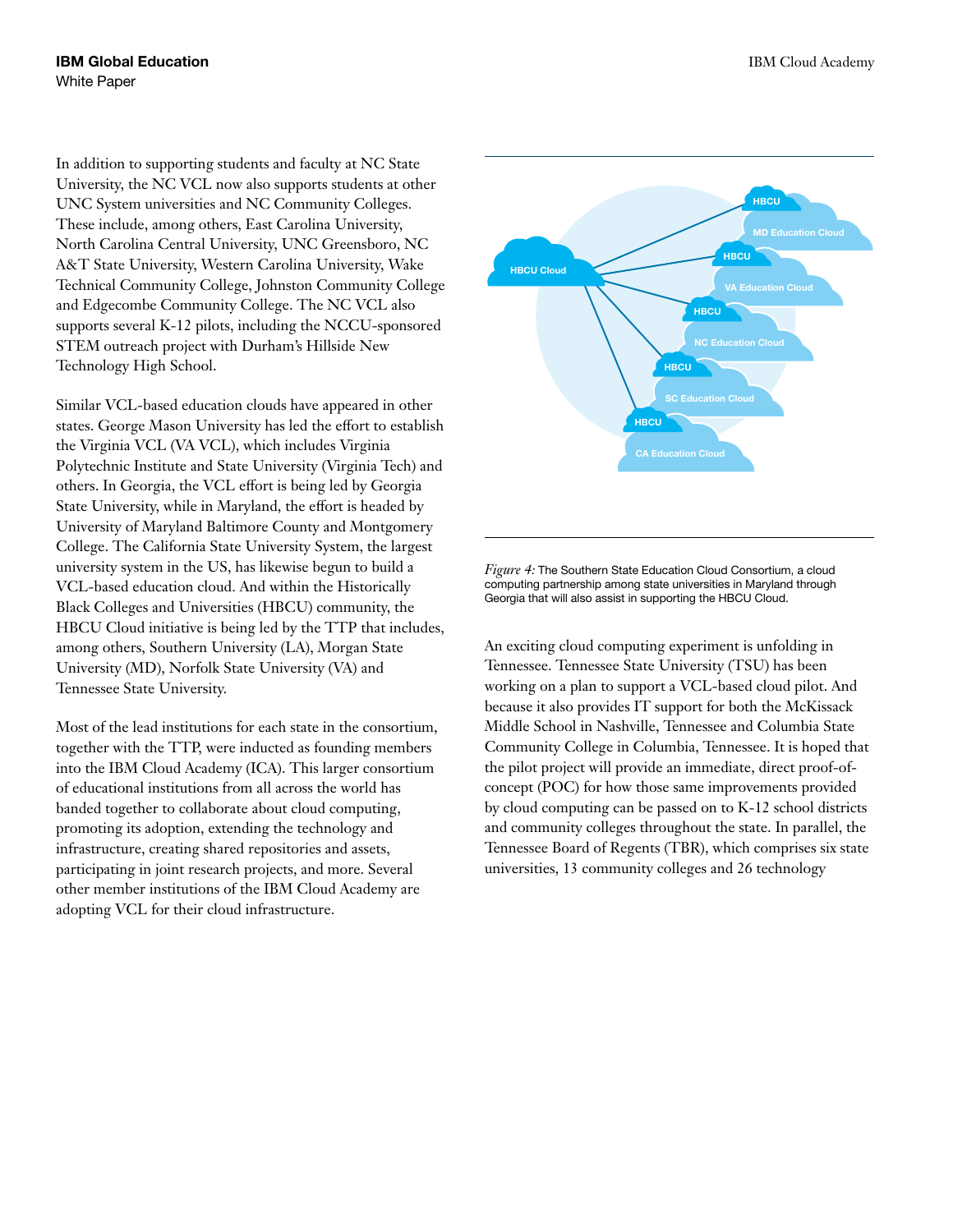In addition to supporting students and faculty at NC State University, the NC VCL now also supports students at other UNC System universities and NC Community Colleges. These include, among others, East Carolina University, North Carolina Central University, UNC Greensboro, NC A&T State University, Western Carolina University, Wake Technical Community College, Johnston Community College and Edgecombe Community College. The NC VCL also supports several K-12 pilots, including the NCCU-sponsored STEM outreach project with Durham's Hillside New Technology High School.

Similar VCL-based education clouds have appeared in other states. George Mason University has led the effort to establish the Virginia VCL (VA VCL), which includes Virginia Polytechnic Institute and State University (Virginia Tech) and others. In Georgia, the VCL effort is being led by Georgia State University, while in Maryland, the effort is headed by University of Maryland Baltimore County and Montgomery College. The California State University System, the largest university system in the US, has likewise begun to build a VCL-based education cloud. And within the Historically Black Colleges and Universities (HBCU) community, the HBCU Cloud initiative is being led by the TTP that includes, among others, Southern University (LA), Morgan State University (MD), Norfolk State University (VA) and Tennessee State University.

Most of the lead institutions for each state in the consortium, together with the TTP, were inducted as founding members into the IBM Cloud Academy (ICA). This larger consortium of educational institutions from all across the world has banded together to collaborate about cloud computing, promoting its adoption, extending the technology and infrastructure, creating shared repositories and assets, participating in joint research projects, and more. Several other member institutions of the IBM Cloud Academy are adopting VCL for their cloud infrastructure.

HBCU Cloud

HBCU

MD Education Cloud

HBCU

VA Education Cloud

HBCU

NC Education Cloud

HBCU

SC Education Cloud

HBCU

CA Education Cloud

*Figure 4:* The Southern State Education Cloud Consortium, a cloud computing partnership among state universities in Maryland through Georgia that will also assist in supporting the HBCU Cloud.

An exciting cloud computing experiment is unfolding in Tennessee. Tennessee State University (TSU) has been working on a plan to support a VCL-based cloud pilot. And because it also provides IT support for both the McKissack Middle School in Nashville, Tennessee and Columbia State Community College in Columbia, Tennessee. It is hoped that the pilot project will provide an immediate, direct proof-of-concept (POC) for how those same improvements provided by cloud computing can be passed on to K-12 school districts and community colleges throughout the state. In parallel, the Tennessee Board of Regents (TBR), which comprises six state universities, 13 community colleges and 26 technology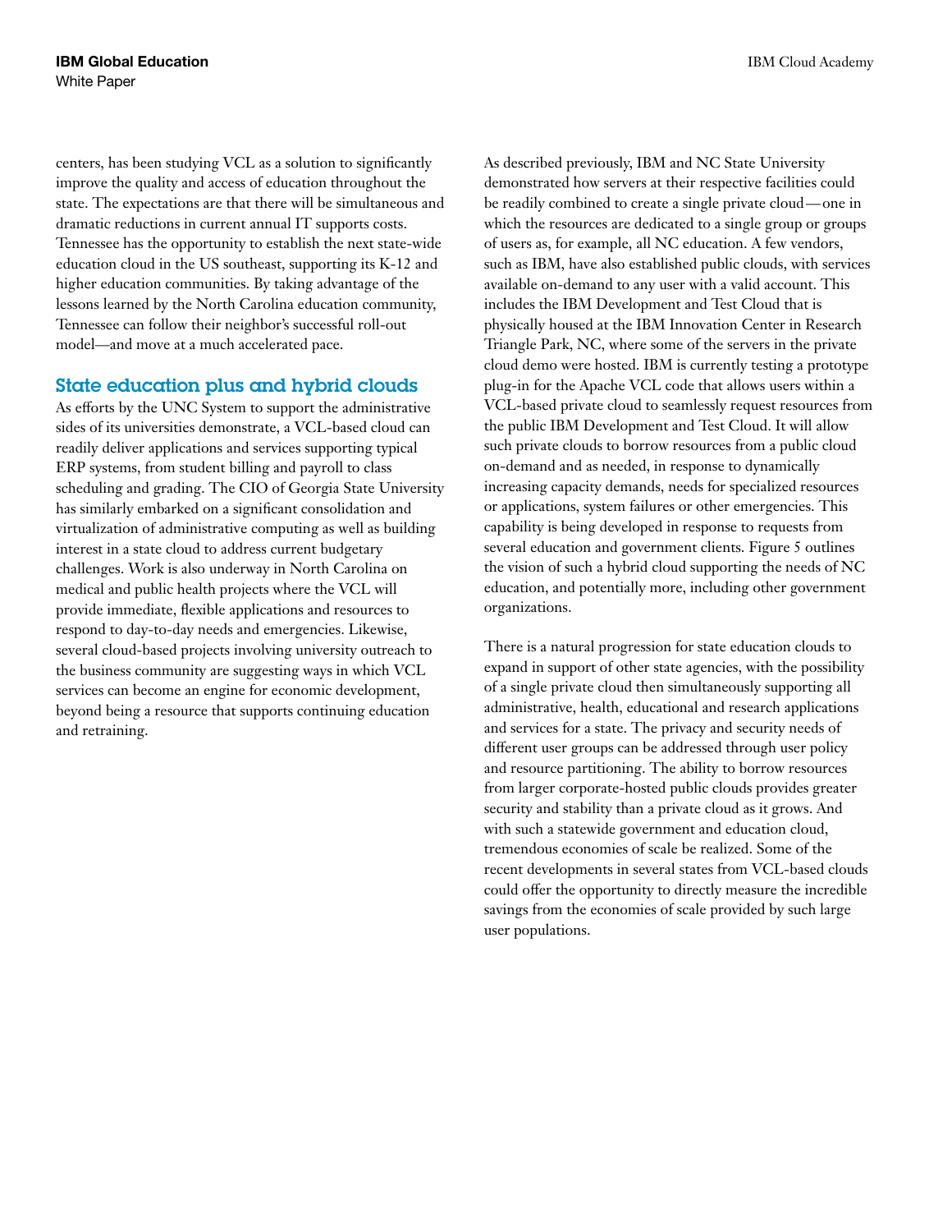centers, has been studying VCL as a solution to significantly improve the quality and access of education throughout the state. The expectations are that there will be simultaneous and dramatic reductions in current annual IT supports costs. Tennessee has the opportunity to establish the next state-wide education cloud in the US southeast, supporting its K-12 and higher education communities. By taking advantage of the lessons learned by the North Carolina education community, Tennessee can follow their neighbor's successful roll-out model—and move at a much accelerated pace.

## State education plus and hybrid clouds

As efforts by the UNC System to support the administrative sides of its universities demonstrate, a VCL-based cloud can readily deliver applications and services supporting typical ERP systems, from student billing and payroll to class scheduling and grading. The CIO of Georgia State University has similarly embarked on a significant consolidation and virtualization of administrative computing as well as building interest in a state cloud to address current budgetary challenges. Work is also underway in North Carolina on medical and public health projects where the VCL will provide immediate, flexible applications and resources to respond to day-to-day needs and emergencies. Likewise, several cloud-based projects involving university outreach to the business community are suggesting ways in which VCL services can become an engine for economic development, beyond being a resource that supports continuing education and retraining.

As described previously, IBM and NC State University demonstrated how servers at their respective facilities could be readily combined to create a single private cloud — one in which the resources are dedicated to a single group or groups of users as, for example, all NC education. A few vendors, such as IBM, have also established public clouds, with services available on-demand to any user with a valid account. This includes the IBM Development and Test Cloud that is physically housed at the IBM Innovation Center in Research Triangle Park, NC, where some of the servers in the private cloud demo were hosted. IBM is currently testing a prototype plug-in for the Apache VCL code that allows users within a VCL-based private cloud to seamlessly request resources from the public IBM Development and Test Cloud. It will allow such private clouds to borrow resources from a public cloud on-demand and as needed, in response to dynamically increasing capacity demands, needs for specialized resources or applications, system failures or other emergencies. This capability is being developed in response to requests from several education and government clients. Figure 5 outlines the vision of such a hybrid cloud supporting the needs of NC education, and potentially more, including other government organizations.

There is a natural progression for state education clouds to expand in support of other state agencies, with the possibility of a single private cloud then simultaneously supporting all administrative, health, educational and research applications and services for a state. The privacy and security needs of different user groups can be addressed through user policy and resource partitioning. The ability to borrow resources from larger corporate-hosted public clouds provides greater security and stability than a private cloud as it grows. And with such a statewide government and education cloud, tremendous economies of scale be realized. Some of the recent developments in several states from VCL-based clouds could offer the opportunity to directly measure the incredible savings from the economies of scale provided by such large user populations.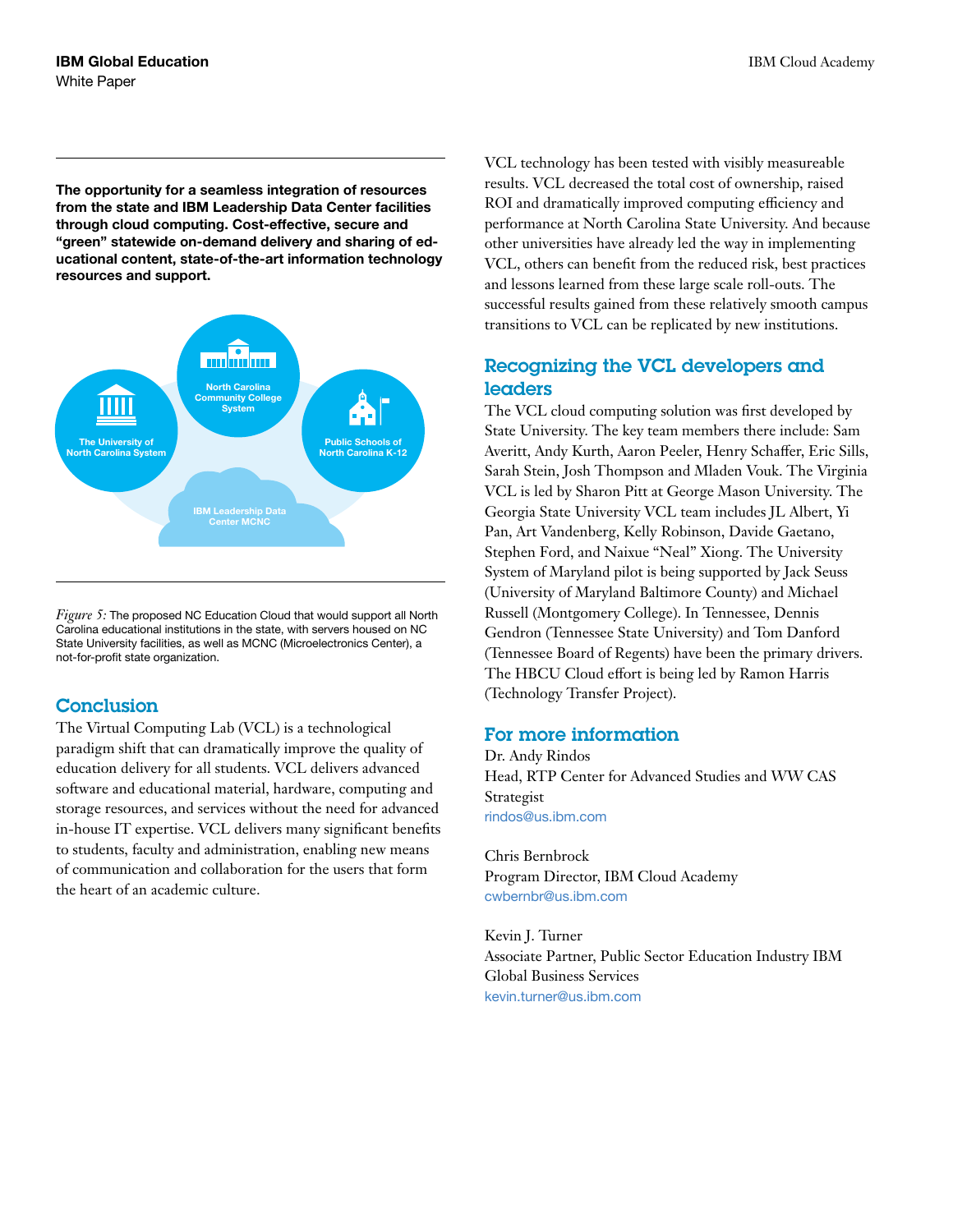**The opportunity for a seamless integration of resources from the state and IBM Leadership Data Center facilities through cloud computing. Cost-effective, secure and "green" statewide on-demand delivery and sharing of educational content, state-of-the-art information technology resources and support.**

North Carolina Community College System

The University of North Carolina System

Public Schools of North Carolina K-12

IBM Leadership Data Center MCNC

*Figure 5:* The proposed NC Education Cloud that would support all North Carolina educational institutions in the state, with servers housed on NC State University facilities, as well as MCNC (Microelectronics Center), a not-for-profit state organization.

## Conclusion

The Virtual Computing Lab (VCL) is a technological paradigm shift that can dramatically improve the quality of education delivery for all students. VCL delivers advanced software and educational material, hardware, computing and storage resources, and services without the need for advanced in-house IT expertise. VCL delivers many significant benefits to students, faculty and administration, enabling new means of communication and collaboration for the users that form the heart of an academic culture.

VCL technology has been tested with visibly measureable results. VCL decreased the total cost of ownership, raised ROI and dramatically improved computing efficiency and performance at North Carolina State University. And because other universities have already led the way in implementing VCL, others can benefit from the reduced risk, best practices and lessons learned from these large scale roll-outs. The successful results gained from these relatively smooth campus transitions to VCL can be replicated by new institutions.

## Recognizing the VCL developers and leaders

The VCL cloud computing solution was first developed by State University. The key team members there include: Sam Averitt, Andy Kurth, Aaron Peeler, Henry Schaffer, Eric Sills, Sarah Stein, Josh Thompson and Mladen Vouk. The Virginia VCL is led by Sharon Pitt at George Mason University. The Georgia State University VCL team includes JL Albert, Yi Pan, Art Vandenberg, Kelly Robinson, Davide Gaetano, Stephen Ford, and Naixue "Neal" Xiong. The University System of Maryland pilot is being supported by Jack Seuss (University of Maryland Baltimore County) and Michael Russell (Montgomery College). In Tennessee, Dennis Gendron (Tennessee State University) and Tom Danford (Tennessee Board of Regents) have been the primary drivers. The HBCU Cloud effort is being led by Ramon Harris (Technology Transfer Project).

## For more information

Dr. Andy Rindos
Head, RTP Center for Advanced Studies and WW CAS Strategist
rindos@us.ibm.com

Chris Bernbrock
Program Director, IBM Cloud Academy
cwbernbr@us.ibm.com

Kevin J. Turner
Associate Partner, Public Sector Education Industry IBM Global Business Services
kevin.turner@us.ibm.com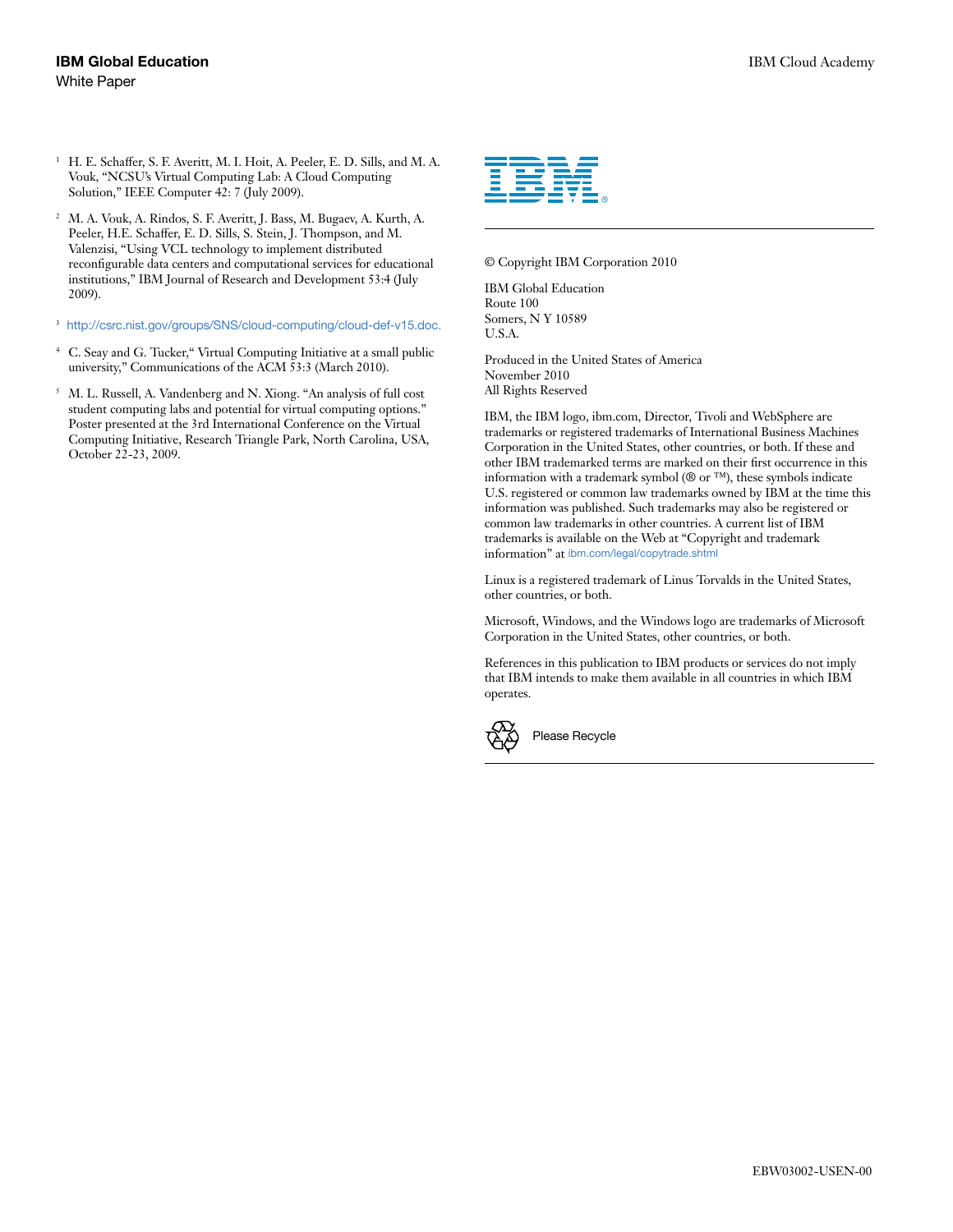[1] H. E. Schaffer, S. F. Averitt, M. I. Hoit, A. Peeler, E. D. Sills, and M. A. Vouk, "NCSU's Virtual Computing Lab: A Cloud Computing Solution," IEEE Computer 42: 7 (July 2009).

[2] M. A. Vouk, A. Rindos, S. F. Averitt, J. Bass, M. Bugaev, A. Kurth, A. Peeler, H.E. Schaffer, E. D. Sills, S. Stein, J. Thompson, and M. Valenzisi, "Using VCL technology to implement distributed reconfigurable data centers and computational services for educational institutions," IBM Journal of Research and Development 53:4 (July 2009).

[3] http://csrc.nist.gov/groups/SNS/cloud-computing/cloud-def-v15.doc.

[4] C. Seay and G. Tucker," Virtual Computing Initiative at a small public university," Communications of the ACM 53:3 (March 2010).

[5] M. L. Russell, A. Vandenberg and N. Xiong. "An analysis of full cost student computing labs and potential for virtual computing options." Poster presented at the 3rd International Conference on the Virtual Computing Initiative, Research Triangle Park, North Carolina, USA, October 22-23, 2009.

© Copyright IBM Corporation 2010

IBM Global Education
Route 100
Somers, N Y 10589
U.S.A.

Produced in the United States of America
November 2010
All Rights Reserved

IBM, the IBM logo, ibm.com, Director, Tivoli and WebSphere are trademarks or registered trademarks of International Business Machines Corporation in the United States, other countries, or both. If these and other IBM trademarked terms are marked on their first occurrence in this information with a trademark symbol (® or ™), these symbols indicate U.S. registered or common law trademarks owned by IBM at the time this information was published. Such trademarks may also be registered or common law trademarks in other countries. A current list of IBM trademarks is available on the Web at "Copyright and trademark information" at ibm.com/legal/copytrade.shtml

Linux is a registered trademark of Linus Torvalds in the United States, other countries, or both.

Microsoft, Windows, and the Windows logo are trademarks of Microsoft Corporation in the United States, other countries, or both.

References in this publication to IBM products or services do not imply that IBM intends to make them available in all countries in which IBM operates.

Please Recycle

EBW03002-USEN-00